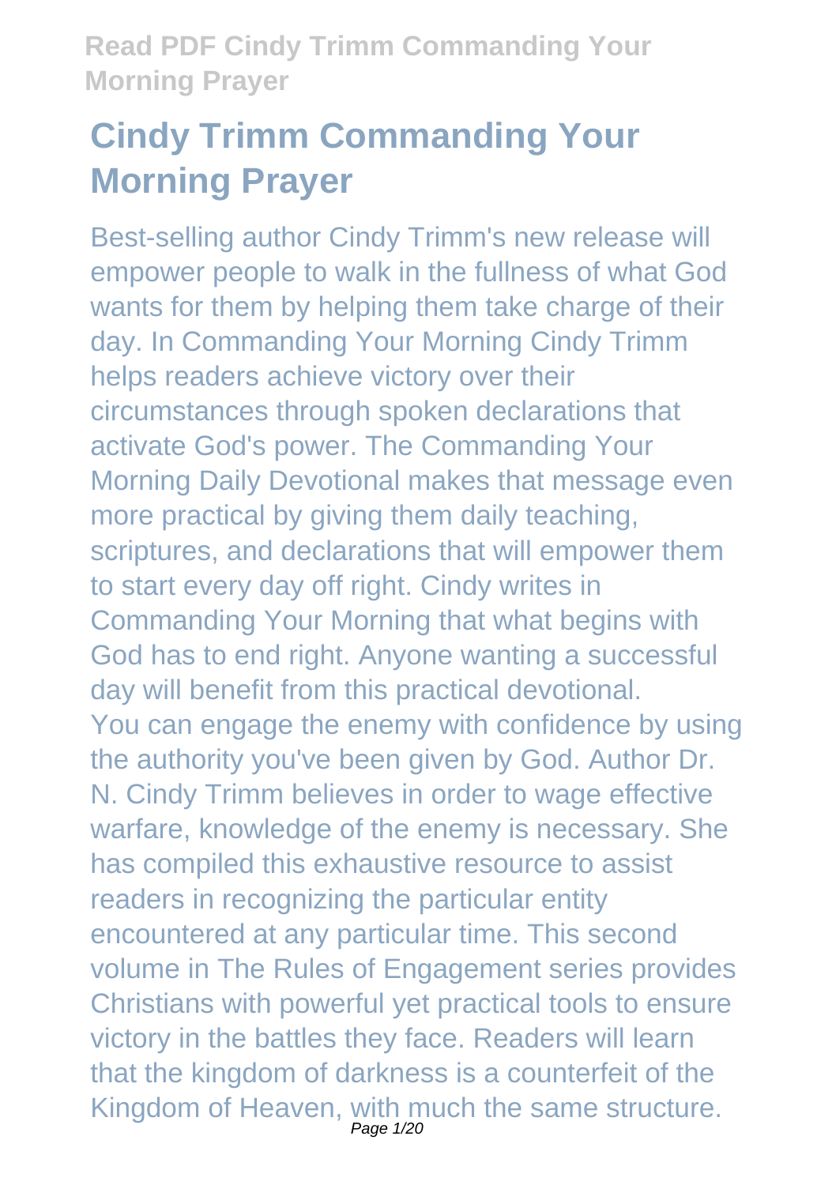# Cindy Trimm Commanding Your Morning Prayer

Best-selling author Cindy Trimm's new release will empower people to walk in the fullness of what God wants for them by helping them take charge of their day. In Commanding Your Morning Cindy Trimm helps readers achieve victory over their circumstances through spoken declarations that activate God's power. The Commanding Your Morning Daily Devotional makes that message even more practical by giving them daily teaching, scriptures, and declarations that will empower them to start every day off right. Cindy writes in Commanding Your Morning that what begins with God has to end right. Anyone wanting a successful day will benefit from this practical devotional.

You can engage the enemy with confidence by using the authority you've been given by God. Author Dr. N. Cindy Trimm believes in order to wage effective warfare, knowledge of the enemy is necessary. She has compiled this exhaustive resource to assist readers in recognizing the particular entity encountered at any particular time. This second volume in The Rules of Engagement series provides Christians with powerful yet practical tools to ensure victory in the battles they face. Readers will learn that the kingdom of darkness is a counterfeit of the Kingdom of Heaven, with much the same structure.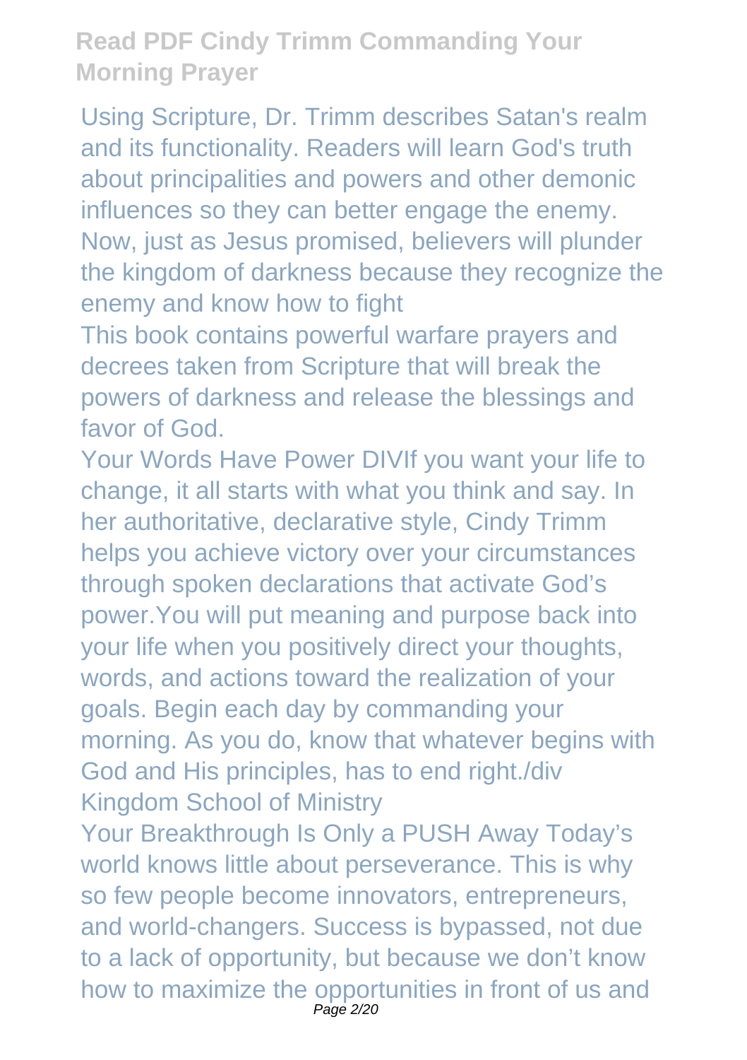Using Scripture, Dr. Trimm describes Satan's realm and its functionality. Readers will learn God's truth about principalities and powers and other demonic influences so they can better engage the enemy. Now, just as Jesus promised, believers will plunder the kingdom of darkness because they recognize the enemy and know how to fight

This book contains powerful warfare prayers and decrees taken from Scripture that will break the powers of darkness and release the blessings and favor of God.

Your Words Have Power DIVIf you want your life to change, it all starts with what you think and say. In her authoritative, declarative style, Cindy Trimm helps you achieve victory over your circumstances through spoken declarations that activate God's power.You will put meaning and purpose back into your life when you positively direct your thoughts, words, and actions toward the realization of your goals. Begin each day by commanding your morning. As you do, know that whatever begins with God and His principles, has to end right./div

Kingdom School of Ministry

Your Breakthrough Is Only a PUSH Away Today's world knows little about perseverance. This is why so few people become innovators, entrepreneurs, and world-changers. Success is bypassed, not due to a lack of opportunity, but because we don't know how to maximize the opportunities in front of us and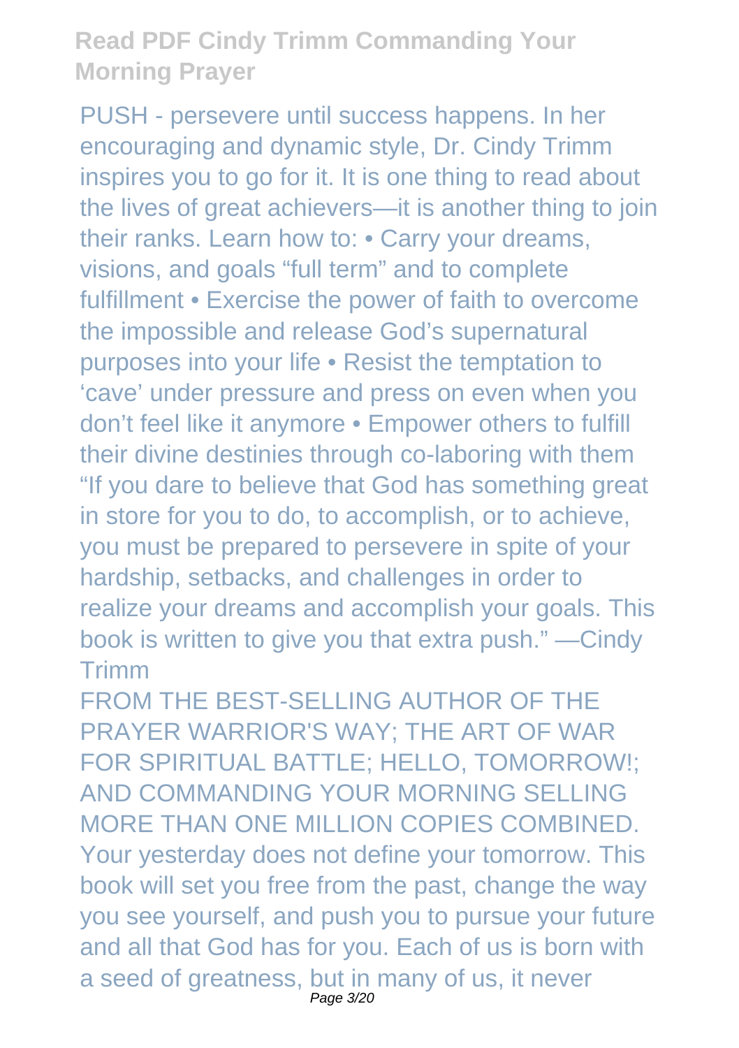PUSH - persevere until success happens. In her encouraging and dynamic style, Dr. Cindy Trimm inspires you to go for it. It is one thing to read about the lives of great achievers—it is another thing to join their ranks. Learn how to: • Carry your dreams, visions, and goals "full term" and to complete fulfillment • Exercise the power of faith to overcome the impossible and release God's supernatural purposes into your life • Resist the temptation to 'cave' under pressure and press on even when you don't feel like it anymore • Empower others to fulfill their divine destinies through co-laboring with them "If you dare to believe that God has something great in store for you to do, to accomplish, or to achieve, you must be prepared to persevere in spite of your hardship, setbacks, and challenges in order to realize your dreams and accomplish your goals. This book is written to give you that extra push." —Cindy Trimm

FROM THE BEST-SELLING AUTHOR OF THE PRAYER WARRIOR'S WAY; THE ART OF WAR FOR SPIRITUAL BATTLE; HELLO, TOMORROW!; AND COMMANDING YOUR MORNING SELLING MORE THAN ONE MILLION COPIES COMBINED. Your yesterday does not define your tomorrow. This book will set you free from the past, change the way you see yourself, and push you to pursue your future and all that God has for you. Each of us is born with a seed of greatness, but in many of us, it never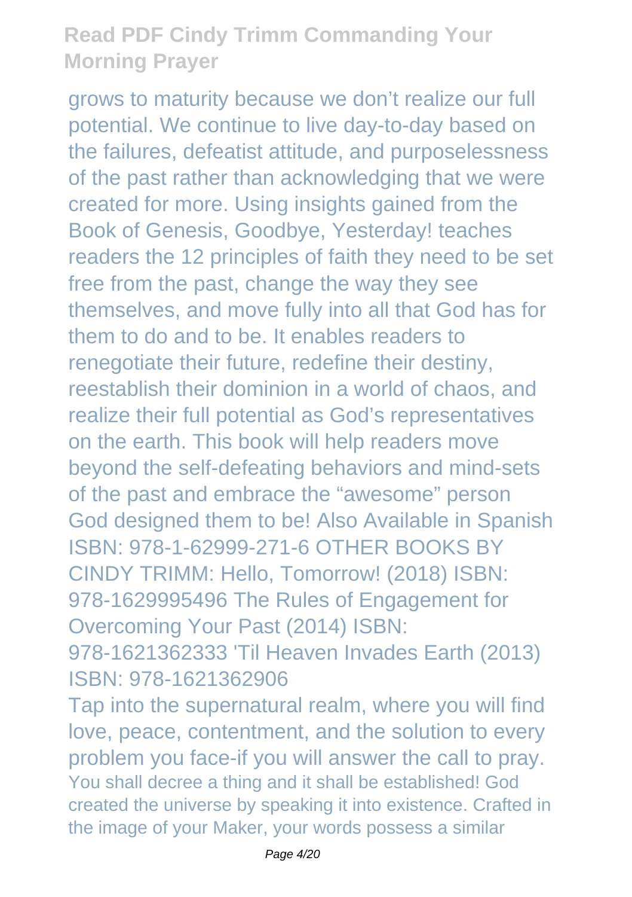grows to maturity because we don't realize our full potential. We continue to live day-to-day based on the failures, defeatist attitude, and purposelessness of the past rather than acknowledging that we were created for more. Using insights gained from the Book of Genesis, Goodbye, Yesterday! teaches readers the 12 principles of faith they need to be set free from the past, change the way they see themselves, and move fully into all that God has for them to do and to be. It enables readers to renegotiate their future, redefine their destiny, reestablish their dominion in a world of chaos, and realize their full potential as God's representatives on the earth. This book will help readers move beyond the self-defeating behaviors and mind-sets of the past and embrace the "awesome" person God designed them to be! Also Available in Spanish ISBN: 978-1-62999-271-6 OTHER BOOKS BY CINDY TRIMM: Hello, Tomorrow! (2018) ISBN: 978-1629995496 The Rules of Engagement for Overcoming Your Past (2014) ISBN: 978-1621362333 'Til Heaven Invades Earth (2013) ISBN: 978-1621362906

Tap into the supernatural realm, where you will find love, peace, contentment, and the solution to every problem you face-if you will answer the call to pray.

You shall decree a thing and it shall be established! God created the universe by speaking it into existence. Crafted in the image of your Maker, your words possess a similar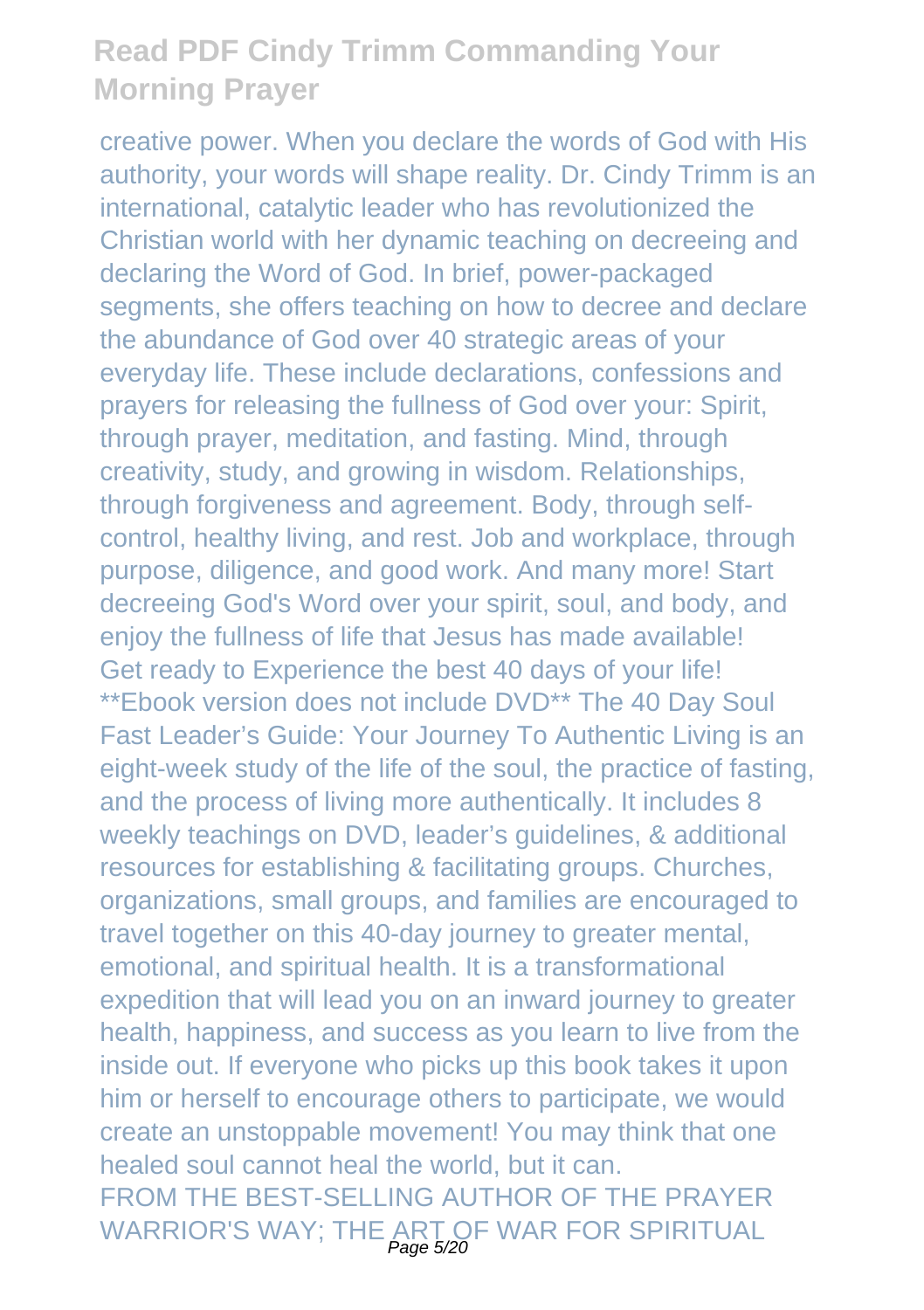creative power. When you declare the words of God with His authority, your words will shape reality. Dr. Cindy Trimm is an international, catalytic leader who has revolutionized the Christian world with her dynamic teaching on decreeing and declaring the Word of God. In brief, power-packaged segments, she offers teaching on how to decree and declare the abundance of God over 40 strategic areas of your everyday life. These include declarations, confessions and prayers for releasing the fullness of God over your: Spirit, through prayer, meditation, and fasting. Mind, through creativity, study, and growing in wisdom. Relationships, through forgiveness and agreement. Body, through self-control, healthy living, and rest. Job and workplace, through purpose, diligence, and good work. And many more! Start decreeing God's Word over your spirit, soul, and body, and enjoy the fullness of life that Jesus has made available!

Get ready to Experience the best 40 days of your life! **Ebook version does not include DVD** The 40 Day Soul Fast Leader's Guide: Your Journey To Authentic Living is an eight-week study of the life of the soul, the practice of fasting, and the process of living more authentically. It includes 8 weekly teachings on DVD, leader's guidelines, & additional resources for establishing & facilitating groups. Churches, organizations, small groups, and families are encouraged to travel together on this 40-day journey to greater mental, emotional, and spiritual health. It is a transformational expedition that will lead you on an inward journey to greater health, happiness, and success as you learn to live from the inside out. If everyone who picks up this book takes it upon him or herself to encourage others to participate, we would create an unstoppable movement! You may think that one healed soul cannot heal the world, but it can.

FROM THE BEST-SELLING AUTHOR OF THE PRAYER WARRIOR'S WAY; THE ART OF WAR FOR SPIRITUAL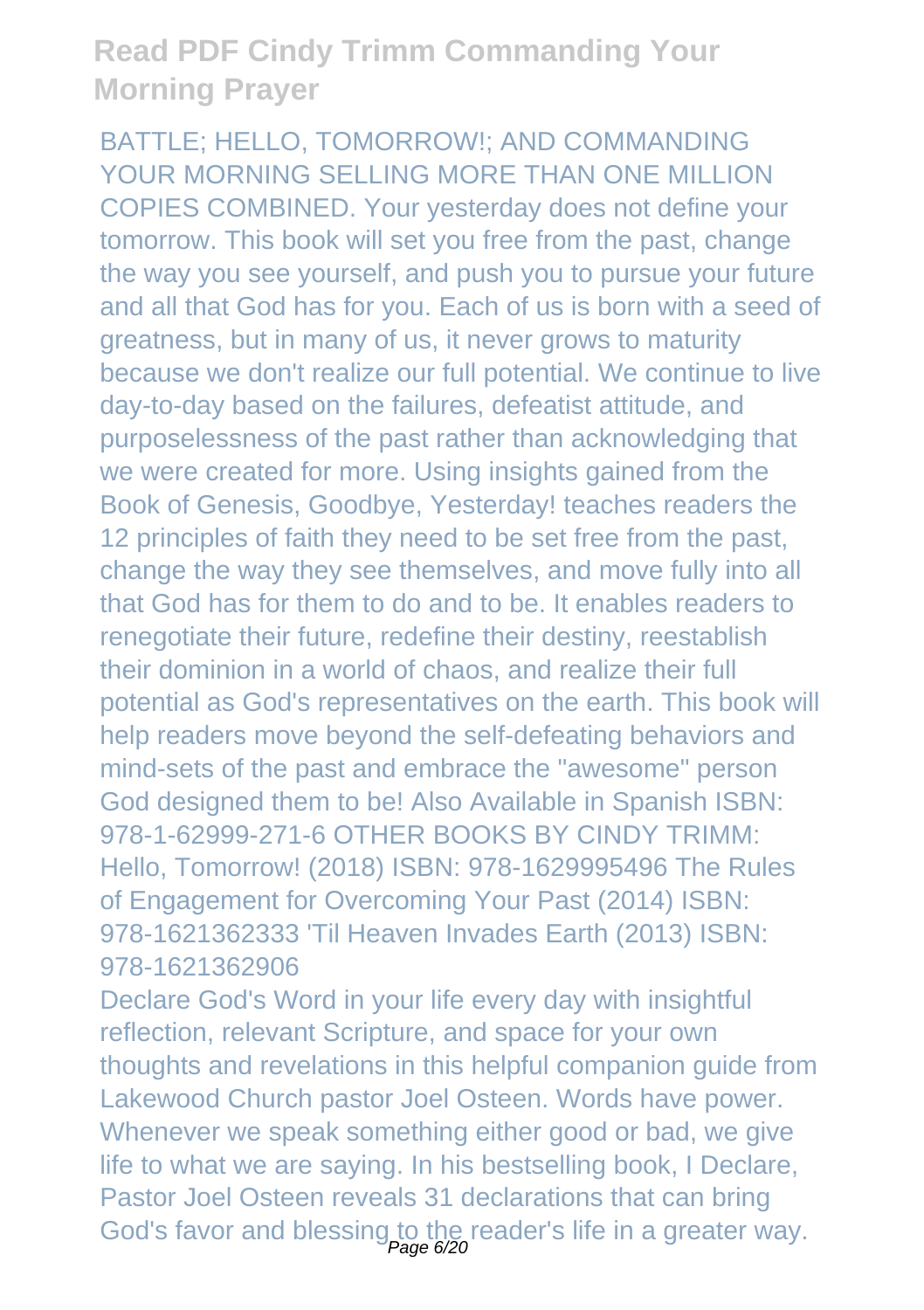BATTLE; HELLO, TOMORROW!; AND COMMANDING YOUR MORNING SELLING MORE THAN ONE MILLION COPIES COMBINED. Your yesterday does not define your tomorrow. This book will set you free from the past, change the way you see yourself, and push you to pursue your future and all that God has for you. Each of us is born with a seed of greatness, but in many of us, it never grows to maturity because we don't realize our full potential. We continue to live day-to-day based on the failures, defeatist attitude, and purposelessness of the past rather than acknowledging that we were created for more. Using insights gained from the Book of Genesis, Goodbye, Yesterday! teaches readers the 12 principles of faith they need to be set free from the past, change the way they see themselves, and move fully into all that God has for them to do and to be. It enables readers to renegotiate their future, redefine their destiny, reestablish their dominion in a world of chaos, and realize their full potential as God's representatives on the earth. This book will help readers move beyond the self-defeating behaviors and mind-sets of the past and embrace the "awesome" person God designed them to be! Also Available in Spanish ISBN: 978-1-62999-271-6 OTHER BOOKS BY CINDY TRIMM: Hello, Tomorrow! (2018) ISBN: 978-1629995496 The Rules of Engagement for Overcoming Your Past (2014) ISBN: 978-1621362333 'Til Heaven Invades Earth (2013) ISBN: 978-1621362906

Declare God's Word in your life every day with insightful reflection, relevant Scripture, and space for your own thoughts and revelations in this helpful companion guide from Lakewood Church pastor Joel Osteen. Words have power. Whenever we speak something either good or bad, we give life to what we are saying. In his bestselling book, I Declare, Pastor Joel Osteen reveals 31 declarations that can bring God's favor and blessing to the reader's life in a greater way.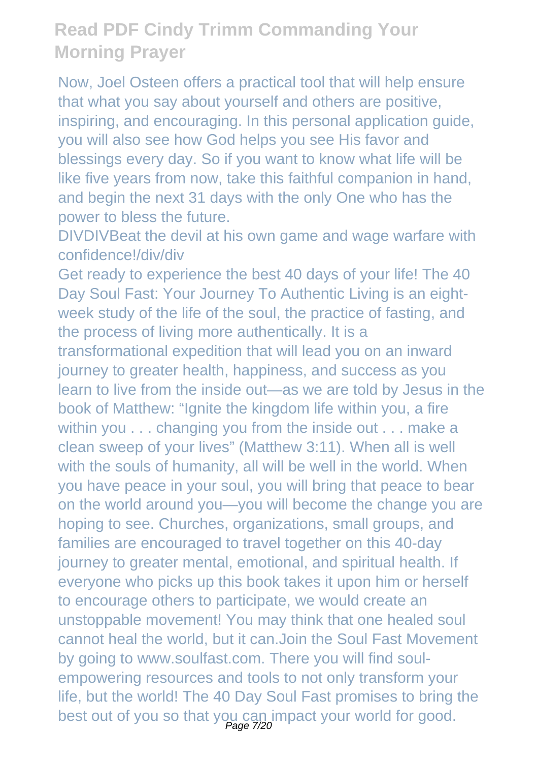Now, Joel Osteen offers a practical tool that will help ensure that what you say about yourself and others are positive, inspiring, and encouraging. In this personal application guide, you will also see how God helps you see His favor and blessings every day. So if you want to know what life will be like five years from now, take this faithful companion in hand, and begin the next 31 days with the only One who has the power to bless the future.

DIVDIVBeat the devil at his own game and wage warfare with confidence!/div/div

Get ready to experience the best 40 days of your life! The 40 Day Soul Fast: Your Journey To Authentic Living is an eight-week study of the life of the soul, the practice of fasting, and the process of living more authentically. It is a transformational expedition that will lead you on an inward journey to greater health, happiness, and success as you learn to live from the inside out—as we are told by Jesus in the book of Matthew: "Ignite the kingdom life within you, a fire within you . . . changing you from the inside out . . . make a clean sweep of your lives" (Matthew 3:11). When all is well with the souls of humanity, all will be well in the world. When you have peace in your soul, you will bring that peace to bear on the world around you—you will become the change you are hoping to see. Churches, organizations, small groups, and families are encouraged to travel together on this 40-day journey to greater mental, emotional, and spiritual health. If everyone who picks up this book takes it upon him or herself to encourage others to participate, we would create an unstoppable movement! You may think that one healed soul cannot heal the world, but it can.Join the Soul Fast Movement by going to www.soulfast.com. There you will find soul-empowering resources and tools to not only transform your life, but the world! The 40 Day Soul Fast promises to bring the best out of you so that you can impact your world for good.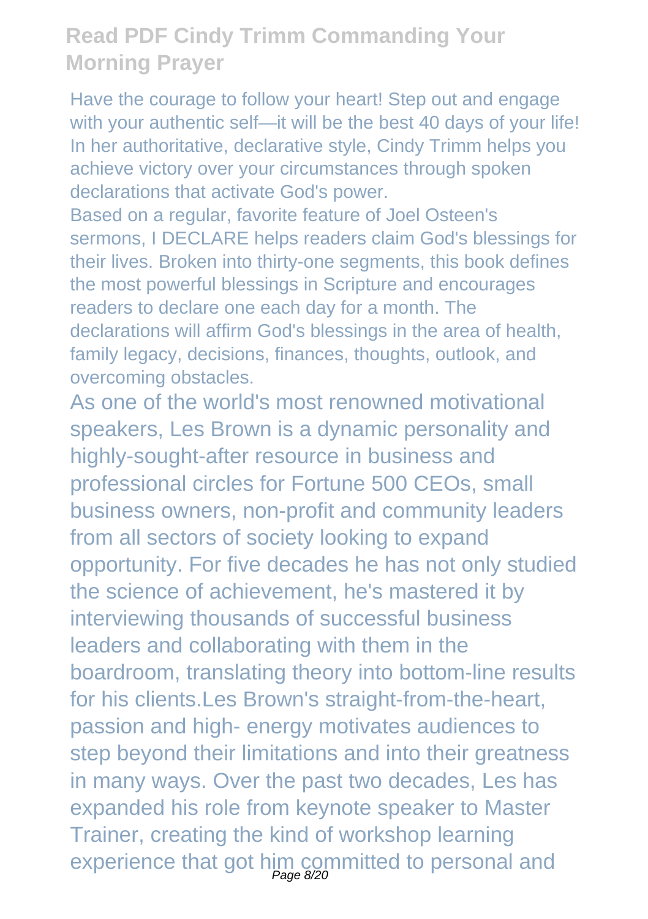Have the courage to follow your heart! Step out and engage with your authentic self—it will be the best 40 days of your life! In her authoritative, declarative style, Cindy Trimm helps you achieve victory over your circumstances through spoken declarations that activate God's power.

Based on a regular, favorite feature of Joel Osteen's sermons, I DECLARE helps readers claim God's blessings for their lives. Broken into thirty-one segments, this book defines the most powerful blessings in Scripture and encourages readers to declare one each day for a month. The declarations will affirm God's blessings in the area of health, family legacy, decisions, finances, thoughts, outlook, and overcoming obstacles.

As one of the world's most renowned motivational speakers, Les Brown is a dynamic personality and highly-sought-after resource in business and professional circles for Fortune 500 CEOs, small business owners, non-profit and community leaders from all sectors of society looking to expand opportunity. For five decades he has not only studied the science of achievement, he's mastered it by interviewing thousands of successful business leaders and collaborating with them in the boardroom, translating theory into bottom-line results for his clients.Les Brown's straight-from-the-heart, passion and high- energy motivates audiences to step beyond their limitations and into their greatness in many ways. Over the past two decades, Les has expanded his role from keynote speaker to Master Trainer, creating the kind of workshop learning experience that got him committed to personal and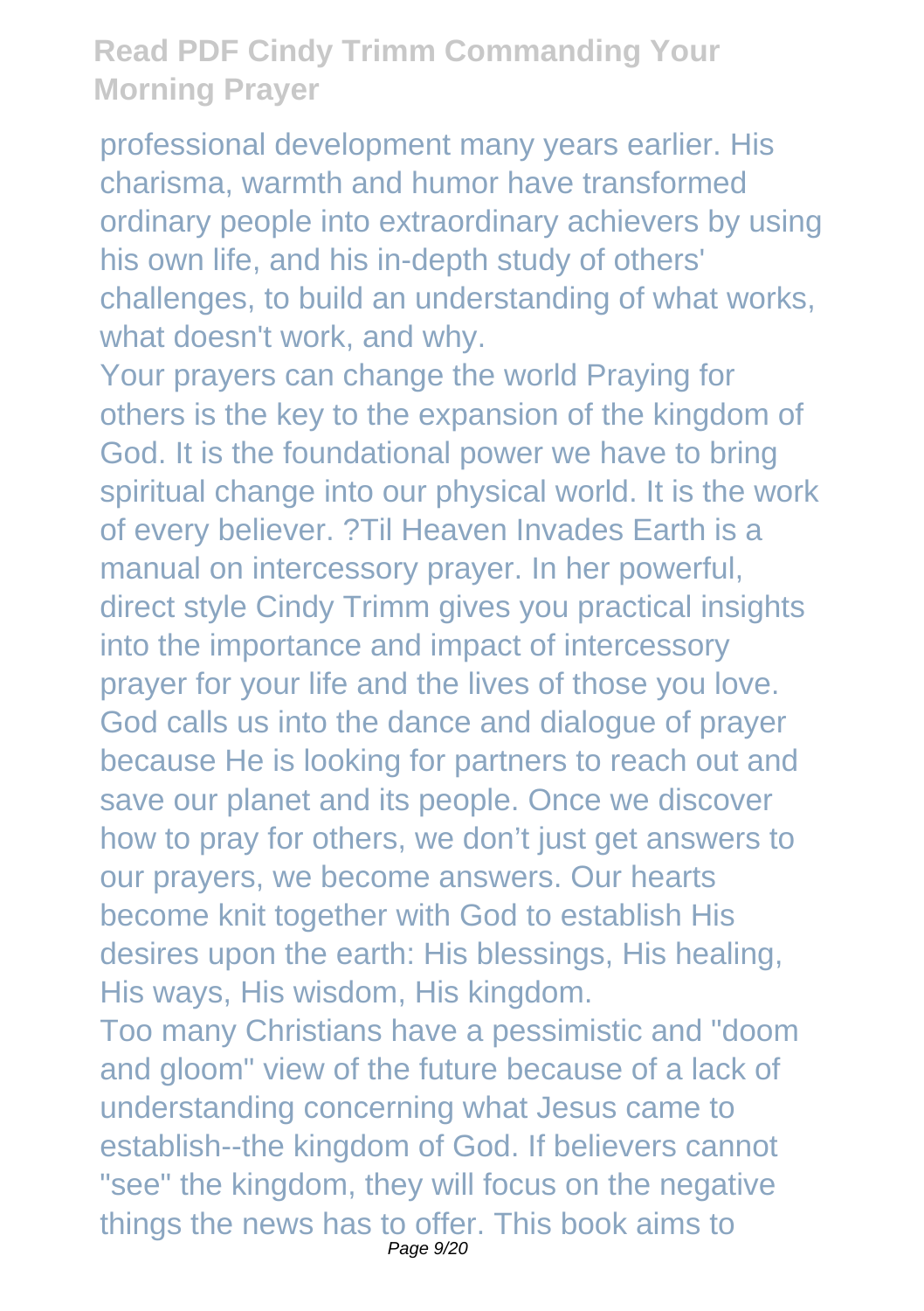professional development many years earlier. His charisma, warmth and humor have transformed ordinary people into extraordinary achievers by using his own life, and his in-depth study of others' challenges, to build an understanding of what works, what doesn't work, and why.

Your prayers can change the world Praying for others is the key to the expansion of the kingdom of God. It is the foundational power we have to bring spiritual change into our physical world. It is the work of every believer. ?Til Heaven Invades Earth is a manual on intercessory prayer. In her powerful, direct style Cindy Trimm gives you practical insights into the importance and impact of intercessory prayer for your life and the lives of those you love. God calls us into the dance and dialogue of prayer because He is looking for partners to reach out and save our planet and its people. Once we discover how to pray for others, we don't just get answers to our prayers, we become answers. Our hearts become knit together with God to establish His desires upon the earth: His blessings, His healing, His ways, His wisdom, His kingdom.

Too many Christians have a pessimistic and "doom and gloom" view of the future because of a lack of understanding concerning what Jesus came to establish--the kingdom of God. If believers cannot "see" the kingdom, they will focus on the negative things the news has to offer. This book aims to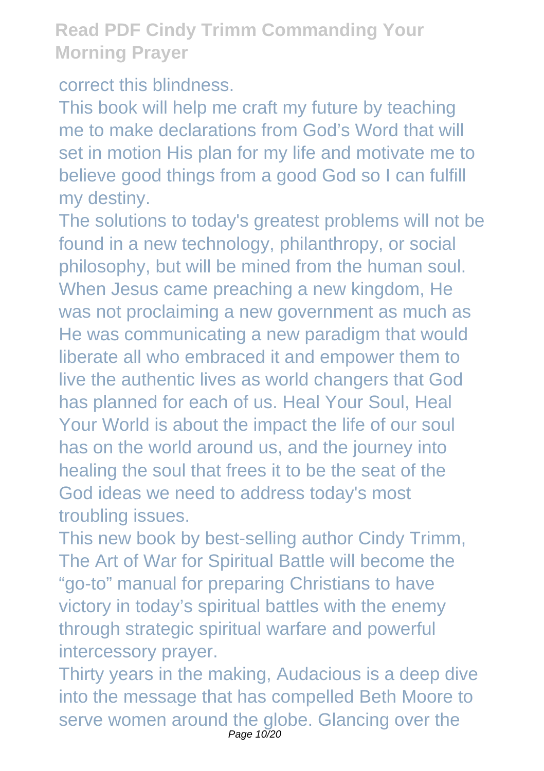correct this blindness.

This book will help me craft my future by teaching me to make declarations from God's Word that will set in motion His plan for my life and motivate me to believe good things from a good God so I can fulfill my destiny.

The solutions to today's greatest problems will not be found in a new technology, philanthropy, or social philosophy, but will be mined from the human soul. When Jesus came preaching a new kingdom, He was not proclaiming a new government as much as He was communicating a new paradigm that would liberate all who embraced it and empower them to live the authentic lives as world changers that God has planned for each of us. Heal Your Soul, Heal Your World is about the impact the life of our soul has on the world around us, and the journey into healing the soul that frees it to be the seat of the God ideas we need to address today's most troubling issues.

This new book by best-selling author Cindy Trimm, The Art of War for Spiritual Battle will become the "go-to" manual for preparing Christians to have victory in today's spiritual battles with the enemy through strategic spiritual warfare and powerful intercessory prayer.

Thirty years in the making, Audacious is a deep dive into the message that has compelled Beth Moore to serve women around the globe. Glancing over the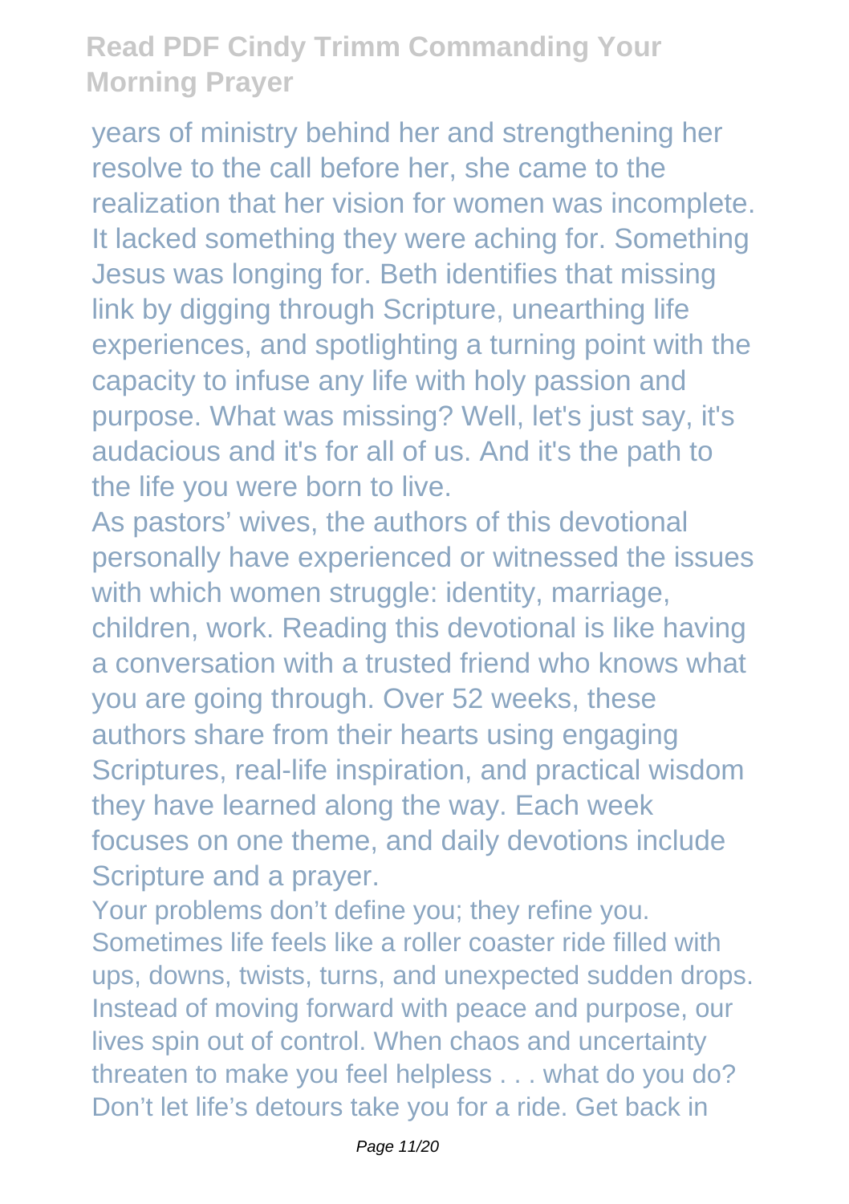years of ministry behind her and strengthening her resolve to the call before her, she came to the realization that her vision for women was incomplete. It lacked something they were aching for. Something Jesus was longing for. Beth identifies that missing link by digging through Scripture, unearthing life experiences, and spotlighting a turning point with the capacity to infuse any life with holy passion and purpose. What was missing? Well, let's just say, it's audacious and it's for all of us. And it's the path to the life you were born to live.

As pastors' wives, the authors of this devotional personally have experienced or witnessed the issues with which women struggle: identity, marriage, children, work. Reading this devotional is like having a conversation with a trusted friend who knows what you are going through. Over 52 weeks, these authors share from their hearts using engaging Scriptures, real-life inspiration, and practical wisdom they have learned along the way. Each week focuses on one theme, and daily devotions include Scripture and a prayer.

Your problems don't define you; they refine you. Sometimes life feels like a roller coaster ride filled with ups, downs, twists, turns, and unexpected sudden drops. Instead of moving forward with peace and purpose, our lives spin out of control. When chaos and uncertainty threaten to make you feel helpless . . . what do you do? Don't let life's detours take you for a ride. Get back in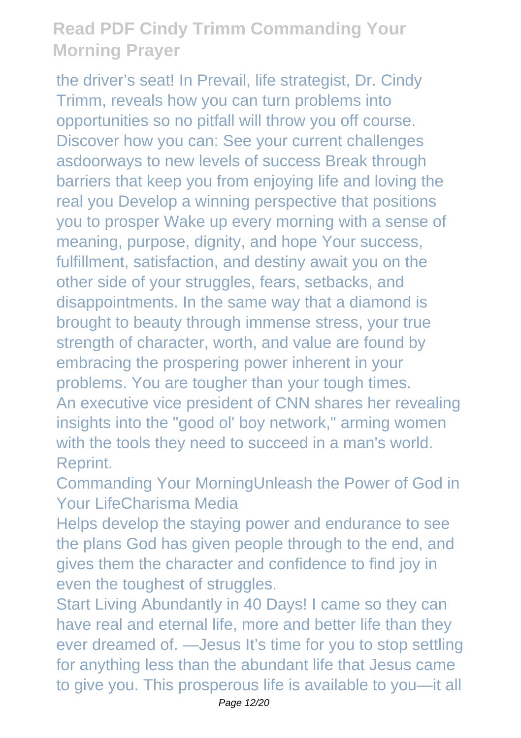the driver's seat! In Prevail, life strategist, Dr. Cindy Trimm, reveals how you can turn problems into opportunities so no pitfall will throw you off course. Discover how you can: See your current challenges asdoorways to new levels of success Break through barriers that keep you from enjoying life and loving the real you Develop a winning perspective that positions you to prosper Wake up every morning with a sense of meaning, purpose, dignity, and hope Your success, fulfillment, satisfaction, and destiny await you on the other side of your struggles, fears, setbacks, and disappointments. In the same way that a diamond is brought to beauty through immense stress, your true strength of character, worth, and value are found by embracing the prospering power inherent in your problems. You are tougher than your tough times. An executive vice president of CNN shares her revealing insights into the "good ol' boy network," arming women with the tools they need to succeed in a man's world. Reprint.

Commanding Your MorningUnleash the Power of God in Your LifeCharisma Media

Helps develop the staying power and endurance to see the plans God has given people through to the end, and gives them the character and confidence to find joy in even the toughest of struggles.

Start Living Abundantly in 40 Days! I came so they can have real and eternal life, more and better life than they ever dreamed of. —Jesus It's time for you to stop settling for anything less than the abundant life that Jesus came to give you. This prosperous life is available to you—it all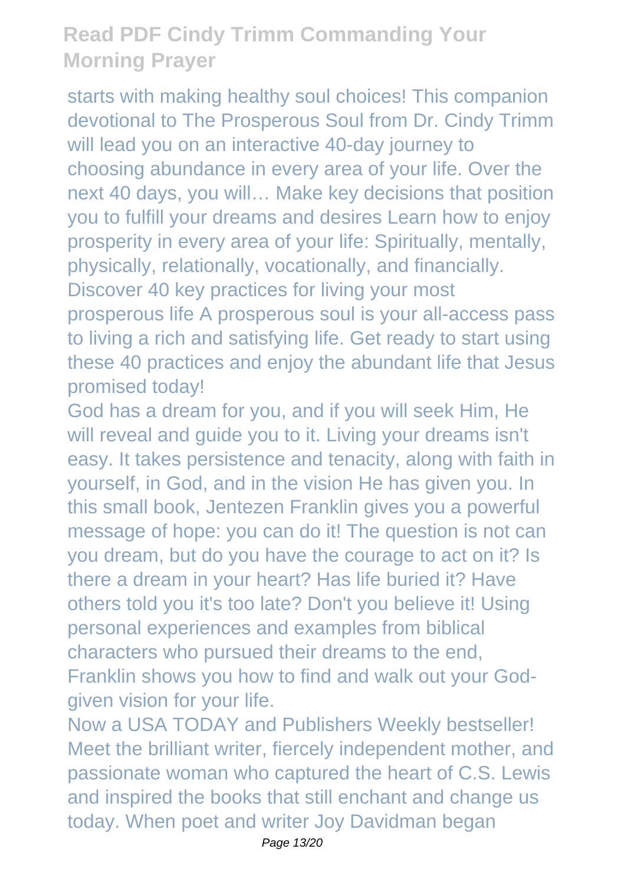starts with making healthy soul choices! This companion devotional to The Prosperous Soul from Dr. Cindy Trimm will lead you on an interactive 40-day journey to choosing abundance in every area of your life. Over the next 40 days, you will… Make key decisions that position you to fulfill your dreams and desires Learn how to enjoy prosperity in every area of your life: Spiritually, mentally, physically, relationally, vocationally, and financially. Discover 40 key practices for living your most prosperous life A prosperous soul is your all-access pass to living a rich and satisfying life. Get ready to start using these 40 practices and enjoy the abundant life that Jesus promised today!

God has a dream for you, and if you will seek Him, He will reveal and guide you to it. Living your dreams isn't easy. It takes persistence and tenacity, along with faith in yourself, in God, and in the vision He has given you. In this small book, Jentezen Franklin gives you a powerful message of hope: you can do it! The question is not can you dream, but do you have the courage to act on it? Is there a dream in your heart? Has life buried it? Have others told you it's too late? Don't you believe it! Using personal experiences and examples from biblical characters who pursued their dreams to the end, Franklin shows you how to find and walk out your God-given vision for your life.

Now a USA TODAY and Publishers Weekly bestseller! Meet the brilliant writer, fiercely independent mother, and passionate woman who captured the heart of C.S. Lewis and inspired the books that still enchant and change us today. When poet and writer Joy Davidman began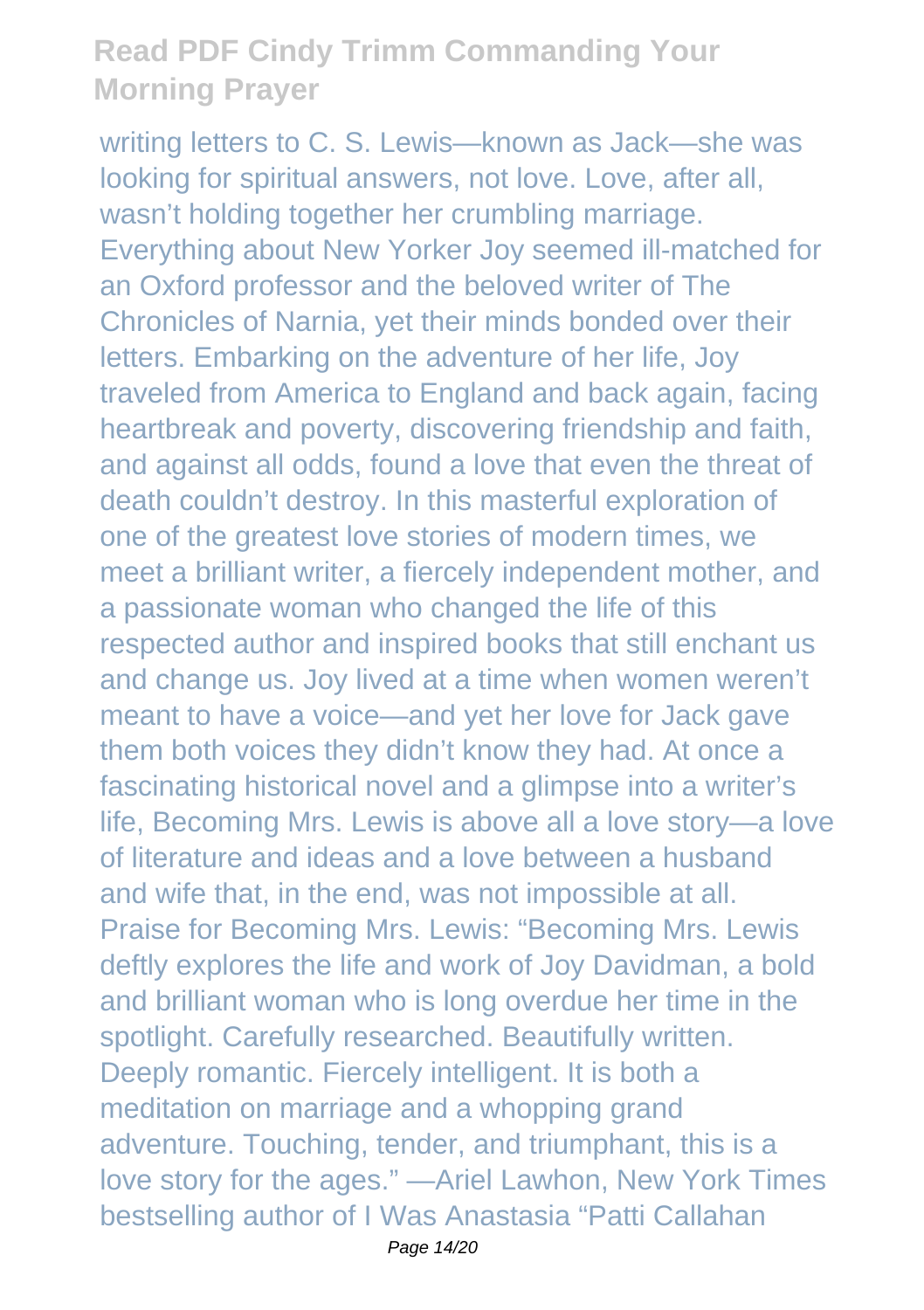writing letters to C. S. Lewis—known as Jack—she was looking for spiritual answers, not love. Love, after all, wasn't holding together her crumbling marriage. Everything about New Yorker Joy seemed ill-matched for an Oxford professor and the beloved writer of The Chronicles of Narnia, yet their minds bonded over their letters. Embarking on the adventure of her life, Joy traveled from America to England and back again, facing heartbreak and poverty, discovering friendship and faith, and against all odds, found a love that even the threat of death couldn't destroy. In this masterful exploration of one of the greatest love stories of modern times, we meet a brilliant writer, a fiercely independent mother, and a passionate woman who changed the life of this respected author and inspired books that still enchant us and change us. Joy lived at a time when women weren't meant to have a voice—and yet her love for Jack gave them both voices they didn't know they had. At once a fascinating historical novel and a glimpse into a writer's life, Becoming Mrs. Lewis is above all a love story—a love of literature and ideas and a love between a husband and wife that, in the end, was not impossible at all. Praise for Becoming Mrs. Lewis: "Becoming Mrs. Lewis deftly explores the life and work of Joy Davidman, a bold and brilliant woman who is long overdue her time in the spotlight. Carefully researched. Beautifully written. Deeply romantic. Fiercely intelligent. It is both a meditation on marriage and a whopping grand adventure. Touching, tender, and triumphant, this is a love story for the ages." —Ariel Lawhon, New York Times bestselling author of I Was Anastasia "Patti Callahan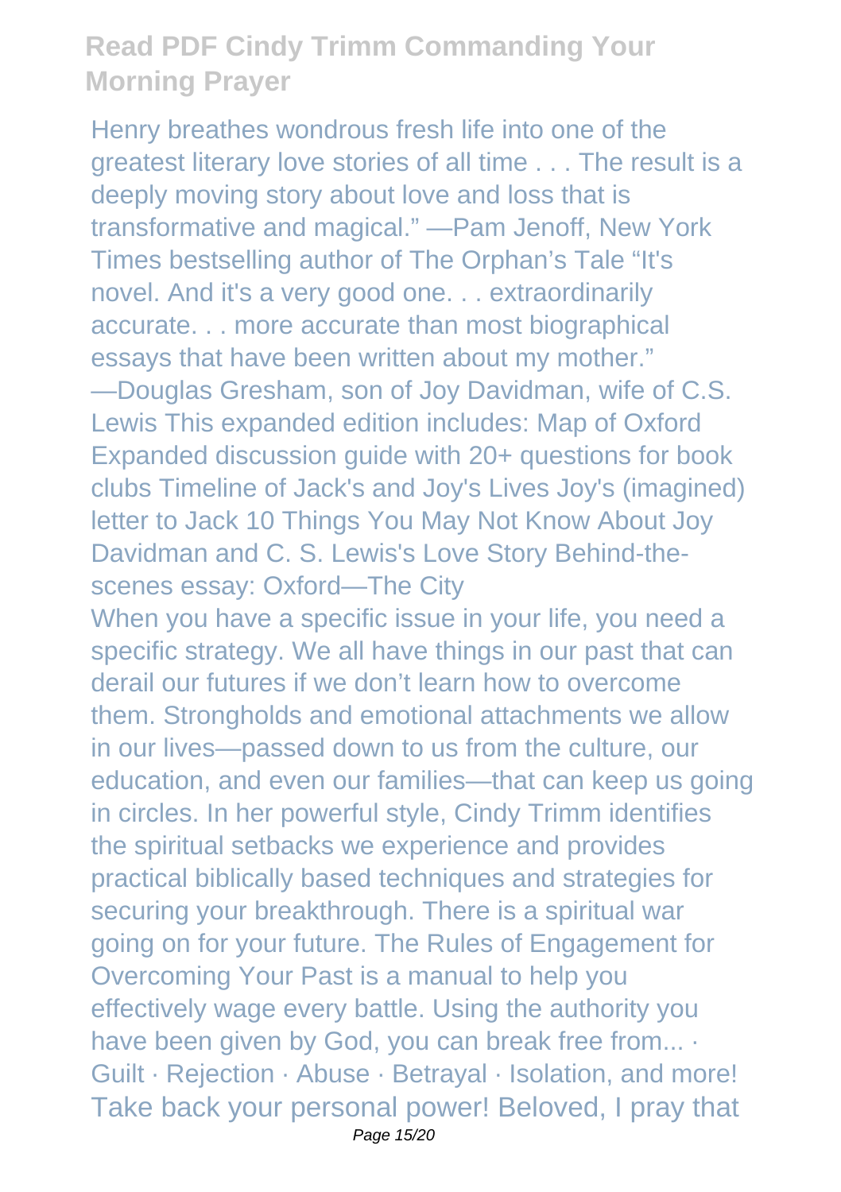Henry breathes wondrous fresh life into one of the greatest literary love stories of all time . . . The result is a deeply moving story about love and loss that is transformative and magical." —Pam Jenoff, New York Times bestselling author of The Orphan's Tale "It's novel. And it's a very good one. . . extraordinarily accurate. . . more accurate than most biographical essays that have been written about my mother." —Douglas Gresham, son of Joy Davidman, wife of C.S. Lewis This expanded edition includes: Map of Oxford Expanded discussion guide with 20+ questions for book clubs Timeline of Jack's and Joy's Lives Joy's (imagined) letter to Jack 10 Things You May Not Know About Joy Davidman and C. S. Lewis's Love Story Behind-the-scenes essay: Oxford—The City

When you have a specific issue in your life, you need a specific strategy. We all have things in our past that can derail our futures if we don't learn how to overcome them. Strongholds and emotional attachments we allow in our lives—passed down to us from the culture, our education, and even our families—that can keep us going in circles. In her powerful style, Cindy Trimm identifies the spiritual setbacks we experience and provides practical biblically based techniques and strategies for securing your breakthrough. There is a spiritual war going on for your future. The Rules of Engagement for Overcoming Your Past is a manual to help you effectively wage every battle. Using the authority you have been given by God, you can break free from... · Guilt · Rejection · Abuse · Betrayal · Isolation, and more! Take back your personal power! Beloved, I pray that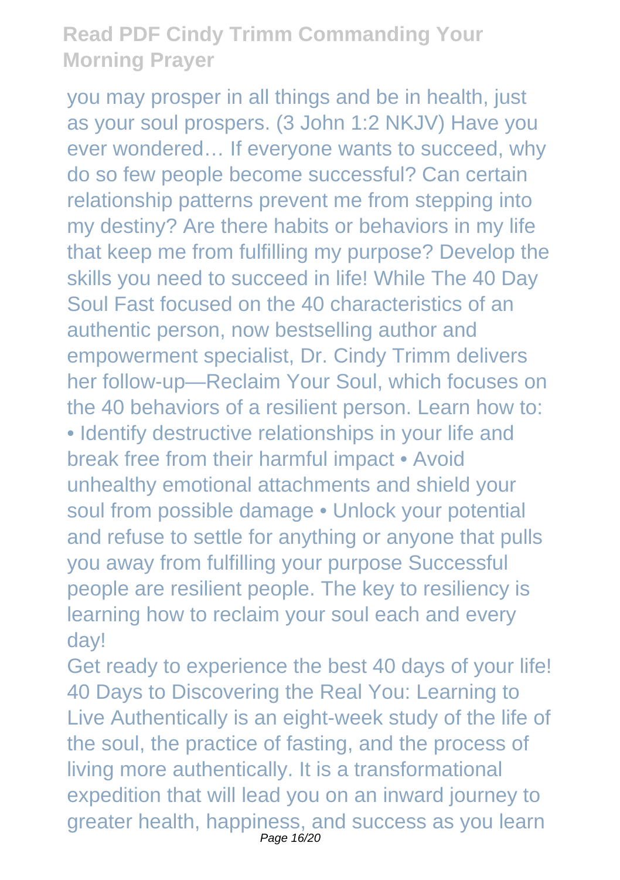you may prosper in all things and be in health, just as your soul prospers. (3 John 1:2 NKJV) Have you ever wondered… If everyone wants to succeed, why do so few people become successful? Can certain relationship patterns prevent me from stepping into my destiny? Are there habits or behaviors in my life that keep me from fulfilling my purpose? Develop the skills you need to succeed in life! While The 40 Day Soul Fast focused on the 40 characteristics of an authentic person, now bestselling author and empowerment specialist, Dr. Cindy Trimm delivers her follow-up—Reclaim Your Soul, which focuses on the 40 behaviors of a resilient person. Learn how to: • Identify destructive relationships in your life and break free from their harmful impact • Avoid unhealthy emotional attachments and shield your soul from possible damage • Unlock your potential and refuse to settle for anything or anyone that pulls you away from fulfilling your purpose Successful people are resilient people. The key to resiliency is learning how to reclaim your soul each and every day!

Get ready to experience the best 40 days of your life! 40 Days to Discovering the Real You: Learning to Live Authentically is an eight-week study of the life of the soul, the practice of fasting, and the process of living more authentically. It is a transformational expedition that will lead you on an inward journey to greater health, happiness, and success as you learn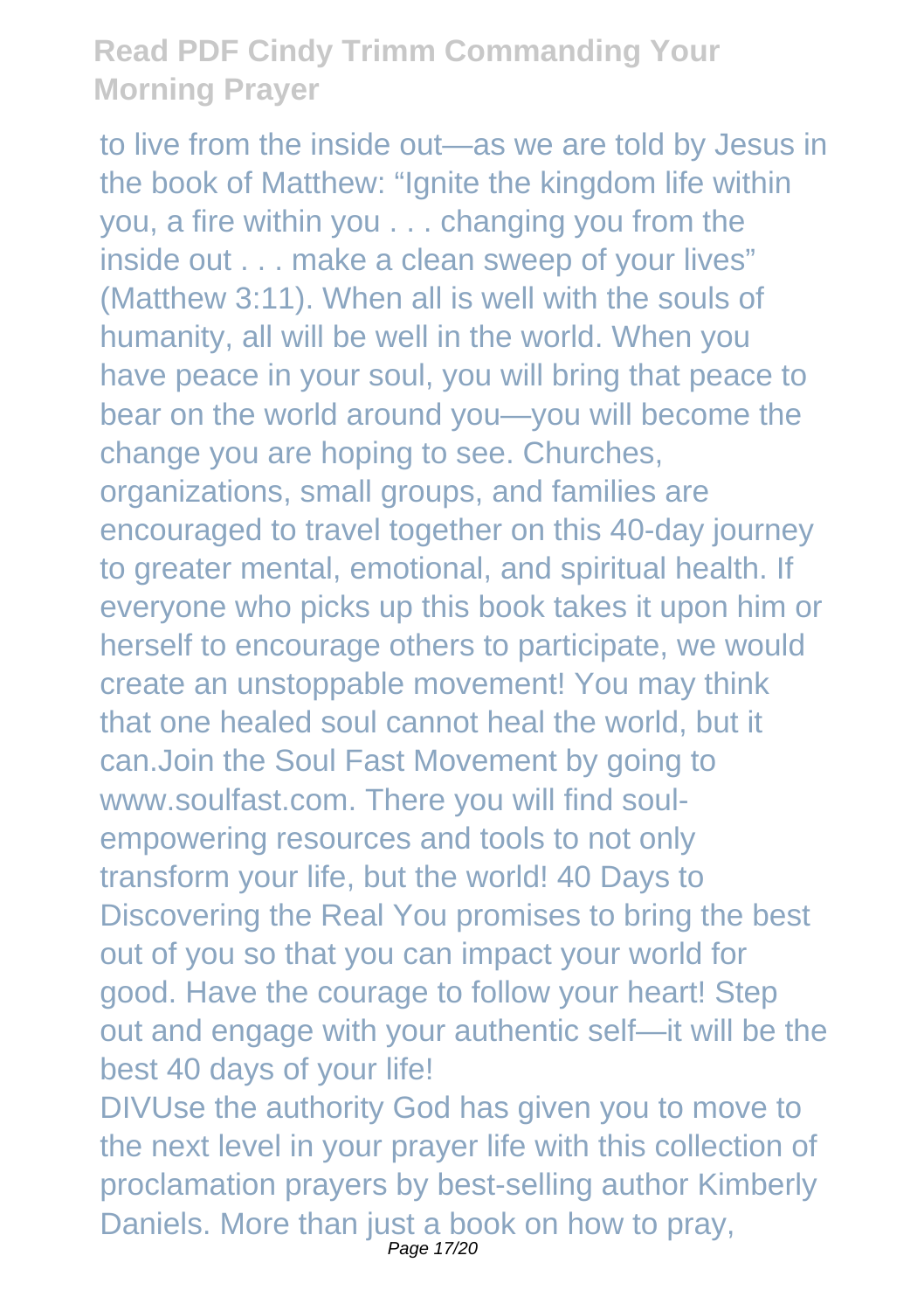to live from the inside out—as we are told by Jesus in the book of Matthew: "Ignite the kingdom life within you, a fire within you . . . changing you from the inside out . . . make a clean sweep of your lives" (Matthew 3:11). When all is well with the souls of humanity, all will be well in the world. When you have peace in your soul, you will bring that peace to bear on the world around you—you will become the change you are hoping to see. Churches, organizations, small groups, and families are encouraged to travel together on this 40-day journey to greater mental, emotional, and spiritual health. If everyone who picks up this book takes it upon him or herself to encourage others to participate, we would create an unstoppable movement! You may think that one healed soul cannot heal the world, but it can.Join the Soul Fast Movement by going to www.soulfast.com. There you will find soul-empowering resources and tools to not only transform your life, but the world! 40 Days to Discovering the Real You promises to bring the best out of you so that you can impact your world for good. Have the courage to follow your heart! Step out and engage with your authentic self—it will be the best 40 days of your life!

DIVUse the authority God has given you to move to the next level in your prayer life with this collection of proclamation prayers by best-selling author Kimberly Daniels. More than just a book on how to pray,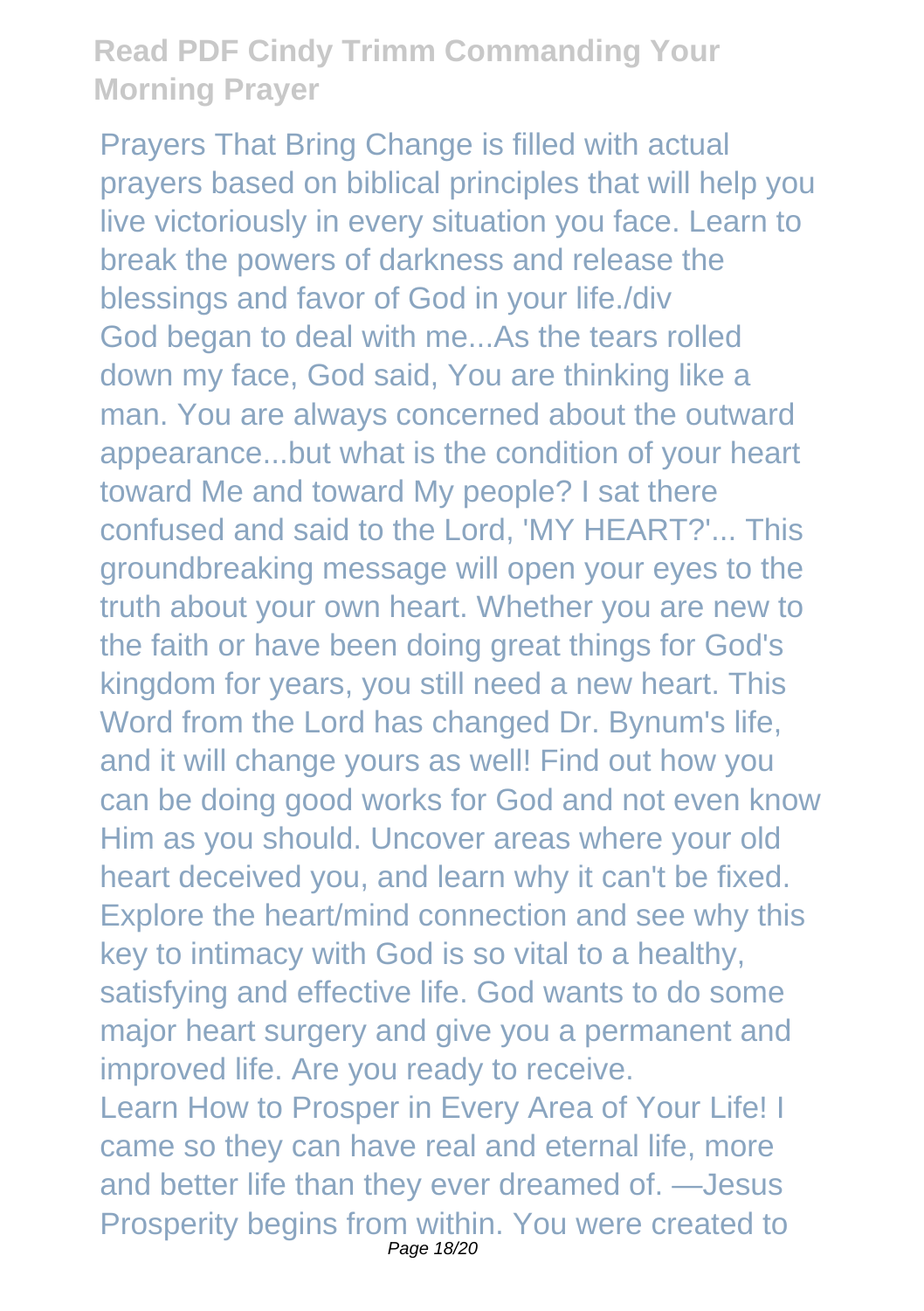Prayers That Bring Change is filled with actual prayers based on biblical principles that will help you live victoriously in every situation you face. Learn to break the powers of darkness and release the blessings and favor of God in your life./div

God began to deal with me...As the tears rolled down my face, God said, You are thinking like a man. You are always concerned about the outward appearance...but what is the condition of your heart toward Me and toward My people? I sat there confused and said to the Lord, 'MY HEART?'... This groundbreaking message will open your eyes to the truth about your own heart. Whether you are new to the faith or have been doing great things for God's kingdom for years, you still need a new heart. This Word from the Lord has changed Dr. Bynum's life, and it will change yours as well! Find out how you can be doing good works for God and not even know Him as you should. Uncover areas where your old heart deceived you, and learn why it can't be fixed. Explore the heart/mind connection and see why this key to intimacy with God is so vital to a healthy, satisfying and effective life. God wants to do some major heart surgery and give you a permanent and improved life. Are you ready to receive.

Learn How to Prosper in Every Area of Your Life! I came so they can have real and eternal life, more and better life than they ever dreamed of. —Jesus Prosperity begins from within. You were created to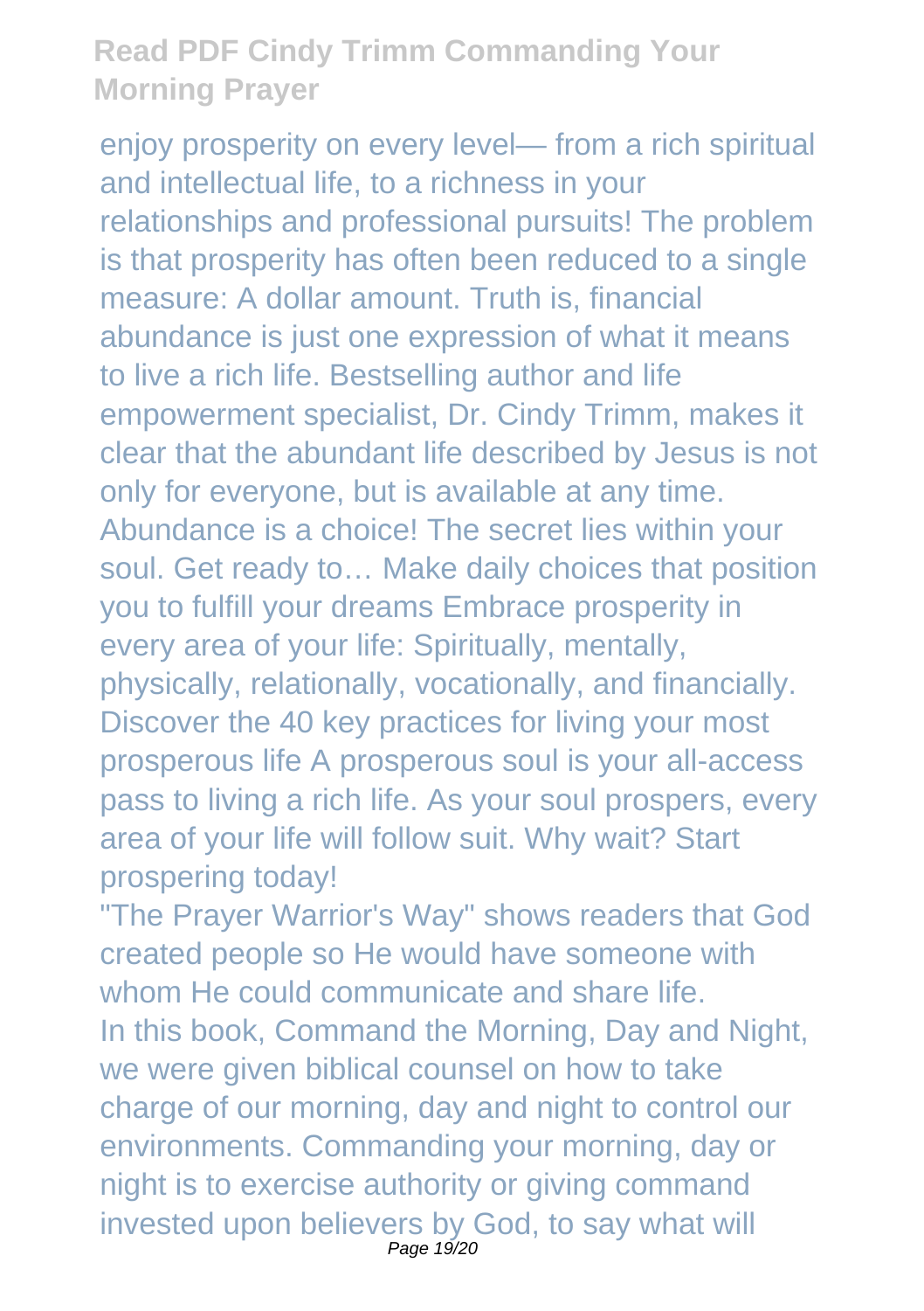enjoy prosperity on every level— from a rich spiritual and intellectual life, to a richness in your relationships and professional pursuits! The problem is that prosperity has often been reduced to a single measure: A dollar amount. Truth is, financial abundance is just one expression of what it means to live a rich life. Bestselling author and life empowerment specialist, Dr. Cindy Trimm, makes it clear that the abundant life described by Jesus is not only for everyone, but is available at any time. Abundance is a choice! The secret lies within your soul. Get ready to… Make daily choices that position you to fulfill your dreams Embrace prosperity in every area of your life: Spiritually, mentally, physically, relationally, vocationally, and financially. Discover the 40 key practices for living your most prosperous life A prosperous soul is your all-access pass to living a rich life. As your soul prospers, every area of your life will follow suit. Why wait? Start prospering today!

"The Prayer Warrior's Way" shows readers that God created people so He would have someone with whom He could communicate and share life.

In this book, Command the Morning, Day and Night, we were given biblical counsel on how to take charge of our morning, day and night to control our environments. Commanding your morning, day or night is to exercise authority or giving command invested upon believers by God, to say what will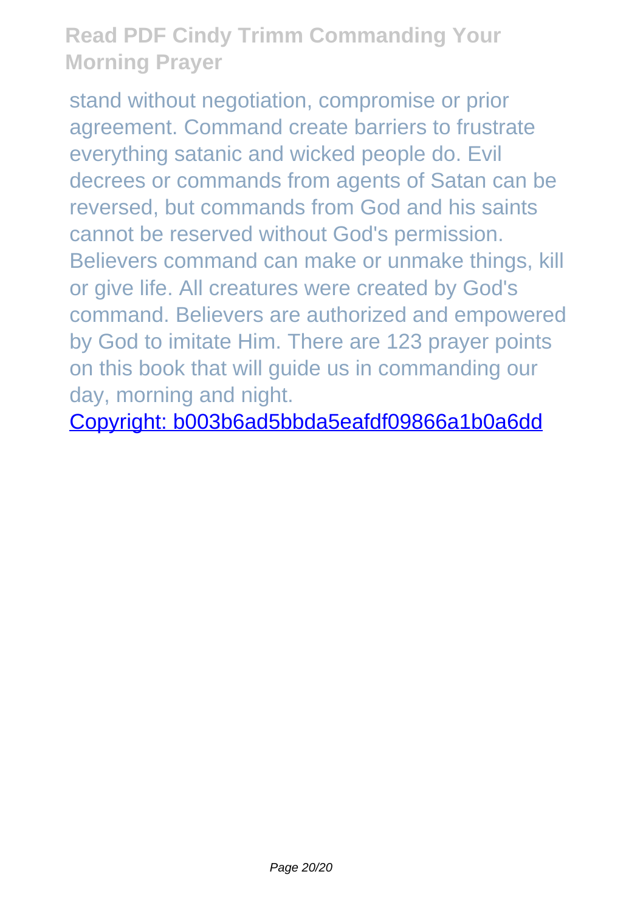stand without negotiation, compromise or prior agreement. Command create barriers to frustrate everything satanic and wicked people do. Evil decrees or commands from agents of Satan can be reversed, but commands from God and his saints cannot be reserved without God's permission. Believers command can make or unmake things, kill or give life. All creatures were created by God's command. Believers are authorized and empowered by God to imitate Him. There are 123 prayer points on this book that will guide us in commanding our day, morning and night.

Copyright: b003b6ad5bbda5eafdf09866a1b0a6dd